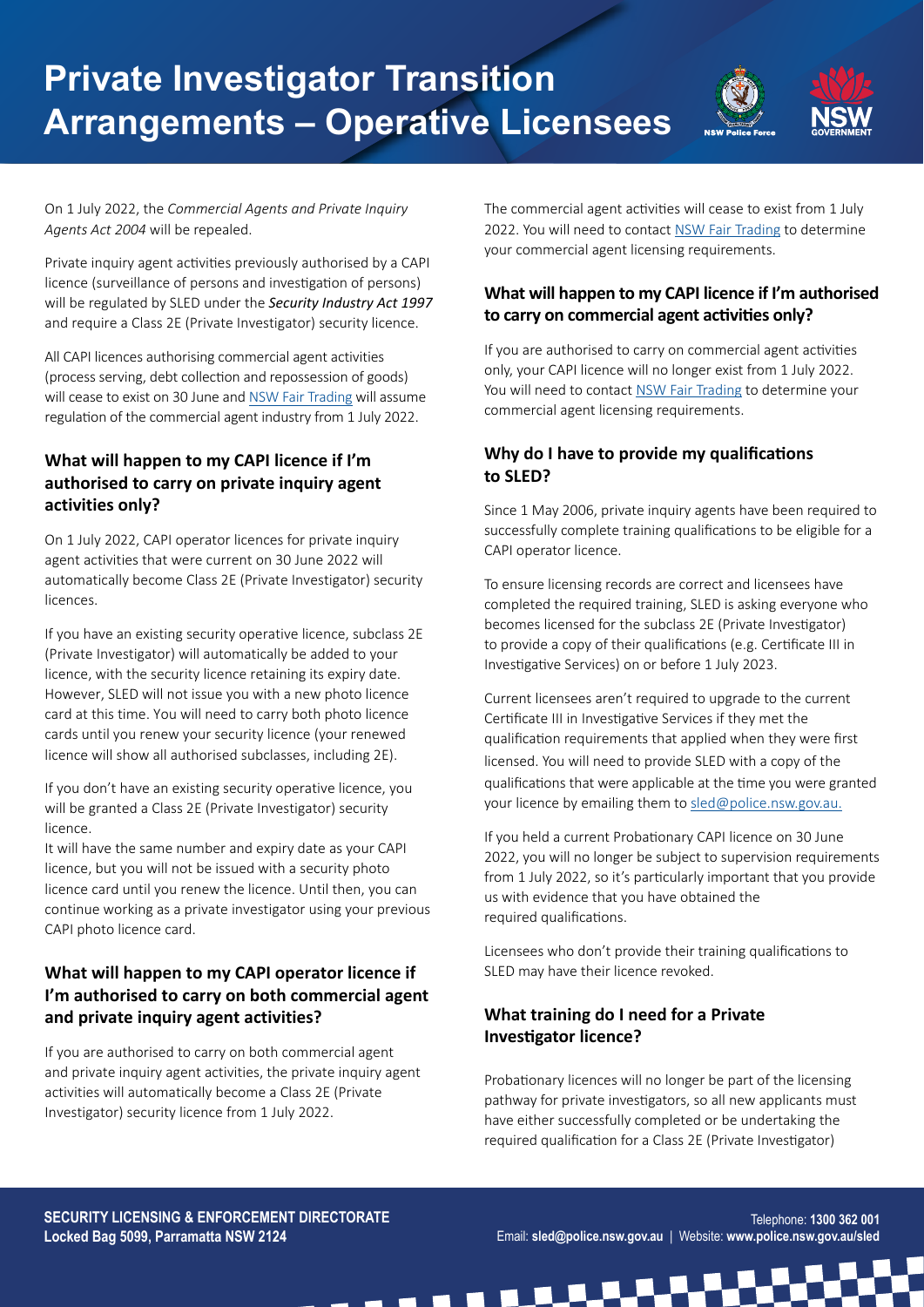# Private Investigator Transition Arrangements – Operative Licensees

On 1 July 2022, the *Commercial Agents and Private Inquiry Agents Act 2004* will be repealed.

Private inquiry agent activities previously authorised by a CAPI licence (surveillance of persons and investigation of persons) will be regulated by SLED under the ***Security Industry Act 1997*** and require a Class 2E (Private Investigator) security licence.

All CAPI licences authorising commercial agent activities (process serving, debt collection and repossession of goods) will cease to exist on 30 June and NSW Fair Trading will assume regulation of the commercial agent industry from 1 July 2022.

## What will happen to my CAPI licence if I'm authorised to carry on private inquiry agent activities only?

On 1 July 2022, CAPI operator licences for private inquiry agent activities that were current on 30 June 2022 will automatically become Class 2E (Private Investigator) security licences.

If you have an existing security operative licence, subclass 2E (Private Investigator) will automatically be added to your licence, with the security licence retaining its expiry date. However, SLED will not issue you with a new photo licence card at this time. You will need to carry both photo licence cards until you renew your security licence (your renewed licence will show all authorised subclasses, including 2E).

If you don't have an existing security operative licence, you will be granted a Class 2E (Private Investigator) security licence.
It will have the same number and expiry date as your CAPI licence, but you will not be issued with a security photo licence card until you renew the licence. Until then, you can continue working as a private investigator using your previous CAPI photo licence card.

## What will happen to my CAPI operator licence if I'm authorised to carry on both commercial agent and private inquiry agent activities?

If you are authorised to carry on both commercial agent and private inquiry agent activities, the private inquiry agent activities will automatically become a Class 2E (Private Investigator) security licence from 1 July 2022.

The commercial agent activities will cease to exist from 1 July 2022. You will need to contact NSW Fair Trading to determine your commercial agent licensing requirements.

## What will happen to my CAPI licence if I'm authorised to carry on commercial agent activities only?

If you are authorised to carry on commercial agent activities only, your CAPI licence will no longer exist from 1 July 2022. You will need to contact NSW Fair Trading to determine your commercial agent licensing requirements.

## Why do I have to provide my qualifications to SLED?

Since 1 May 2006, private inquiry agents have been required to successfully complete training qualifications to be eligible for a CAPI operator licence.

To ensure licensing records are correct and licensees have completed the required training, SLED is asking everyone who becomes licensed for the subclass 2E (Private Investigator) to provide a copy of their qualifications (e.g. Certificate III in Investigative Services) on or before 1 July 2023.

Current licensees aren't required to upgrade to the current Certificate III in Investigative Services if they met the qualification requirements that applied when they were first licensed. You will need to provide SLED with a copy of the qualifications that were applicable at the time you were granted your licence by emailing them to sled@police.nsw.gov.au.

If you held a current Probationary CAPI licence on 30 June 2022, you will no longer be subject to supervision requirements from 1 July 2022, so it's particularly important that you provide us with evidence that you have obtained the required qualifications.

Licensees who don't provide their training qualifications to SLED may have their licence revoked.

## What training do I need for a Private Investigator licence?

Probationary licences will no longer be part of the licensing pathway for private investigators, so all new applicants must have either successfully completed or be undertaking the required qualification for a Class 2E (Private Investigator)

**SECURITY LICENSING & ENFORCEMENT DIRECTORATE**
**Locked Bag 5099, Parramatta NSW 2124**

Telephone: **1300 362 001**
Email: **sled@police.nsw.gov.au** | Website: **www.police.nsw.gov.au/sled**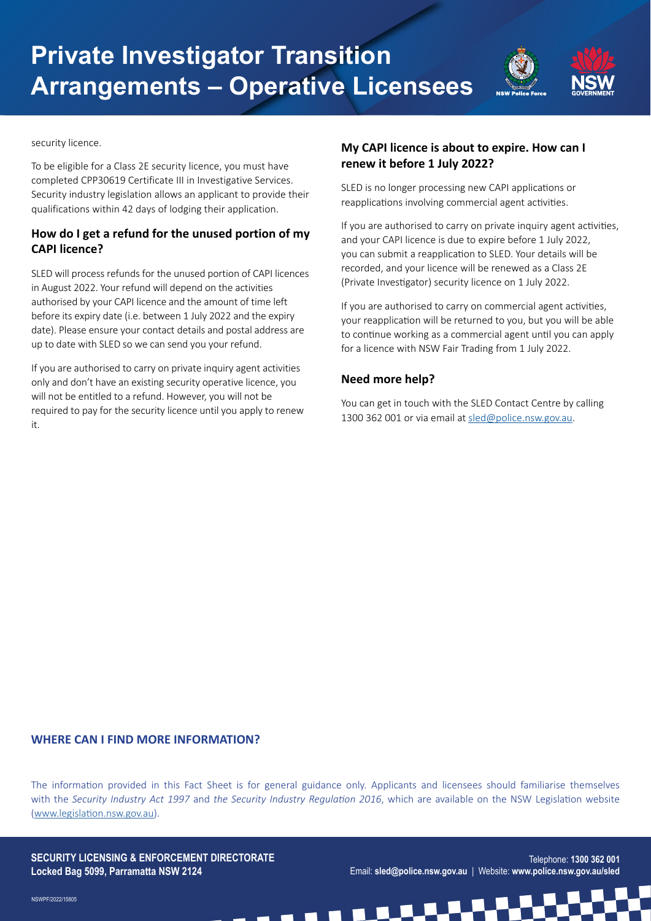security licence.

To be eligible for a Class 2E security licence, you must have completed CPP30619 Certificate III in Investigative Services. Security industry legislation allows an applicant to provide their qualifications within 42 days of lodging their application.

### How do I get a refund for the unused portion of my CAPI licence?

SLED will process refunds for the unused portion of CAPI licences in August 2022. Your refund will depend on the activities authorised by your CAPI licence and the amount of time left before its expiry date (i.e. between 1 July 2022 and the expiry date). Please ensure your contact details and postal address are up to date with SLED so we can send you your refund.

If you are authorised to carry on private inquiry agent activities only and don't have an existing security operative licence, you will not be entitled to a refund. However, you will not be required to pay for the security licence until you apply to renew it.

### My CAPI licence is about to expire. How can I renew it before 1 July 2022?

SLED is no longer processing new CAPI applications or reapplications involving commercial agent activities.

If you are authorised to carry on private inquiry agent activities, and your CAPI licence is due to expire before 1 July 2022, you can submit a reapplication to SLED. Your details will be recorded, and your licence will be renewed as a Class 2E (Private Investigator) security licence on 1 July 2022.

If you are authorised to carry on commercial agent activities, your reapplication will be returned to you, but you will be able to continue working as a commercial agent until you can apply for a licence with NSW Fair Trading from 1 July 2022.

### Need more help?

You can get in touch with the SLED Contact Centre by calling 1300 362 001 or via email at sled@police.nsw.gov.au.

## WHERE CAN I FIND MORE INFORMATION?

The information provided in this Fact Sheet is for general guidance only. Applicants and licensees should familiarise themselves with the *Security Industry Act 1997* and *the Security Industry Regulation 2016*, which are available on the NSW Legislation website (www.legislation.nsw.gov.au).

**SECURITY LICENSING & ENFORCEMENT DIRECTORATE**
**Locked Bag 5099, Parramatta NSW 2124**

Telephone: **1300 362 001**
Email: **sled@police.nsw.gov.au** | Website: **www.police.nsw.gov.au/sled**

NSWPF/2022/15805